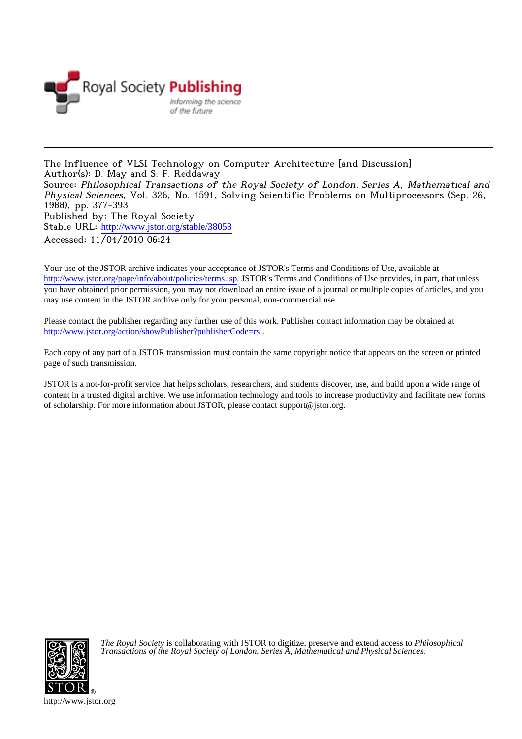Royal Society Publishing

*Informing the science of the future*

---

The Influence of VLSI Technology on Computer Architecture [and Discussion]
Author(s): D. May and S. F. Reddaway
Source: *Philosophical Transactions of the Royal Society of London. Series A, Mathematical and Physical Sciences*, Vol. 326, No. 1591, Solving Scientific Problems on Multiprocessors (Sep. 26, 1988), pp. 377-393
Published by: The Royal Society
Stable URL: http://www.jstor.org/stable/38053
Accessed: 11/04/2010 06:24

---

Your use of the JSTOR archive indicates your acceptance of JSTOR's Terms and Conditions of Use, available at http://www.jstor.org/page/info/about/policies/terms.jsp. JSTOR's Terms and Conditions of Use provides, in part, that unless you have obtained prior permission, you may not download an entire issue of a journal or multiple copies of articles, and you may use content in the JSTOR archive only for your personal, non-commercial use.

Please contact the publisher regarding any further use of this work. Publisher contact information may be obtained at http://www.jstor.org/action/showPublisher?publisherCode=rsl.

Each copy of any part of a JSTOR transmission must contain the same copyright notice that appears on the screen or printed page of such transmission.

JSTOR is a not-for-profit service that helps scholars, researchers, and students discover, use, and build upon a wide range of content in a trusted digital archive. We use information technology and tools to increase productivity and facilitate new forms of scholarship. For more information about JSTOR, please contact support@jstor.org.

*The Royal Society* is collaborating with JSTOR to digitize, preserve and extend access to *Philosophical Transactions of the Royal Society of London. Series A, Mathematical and Physical Sciences.*

http://www.jstor.org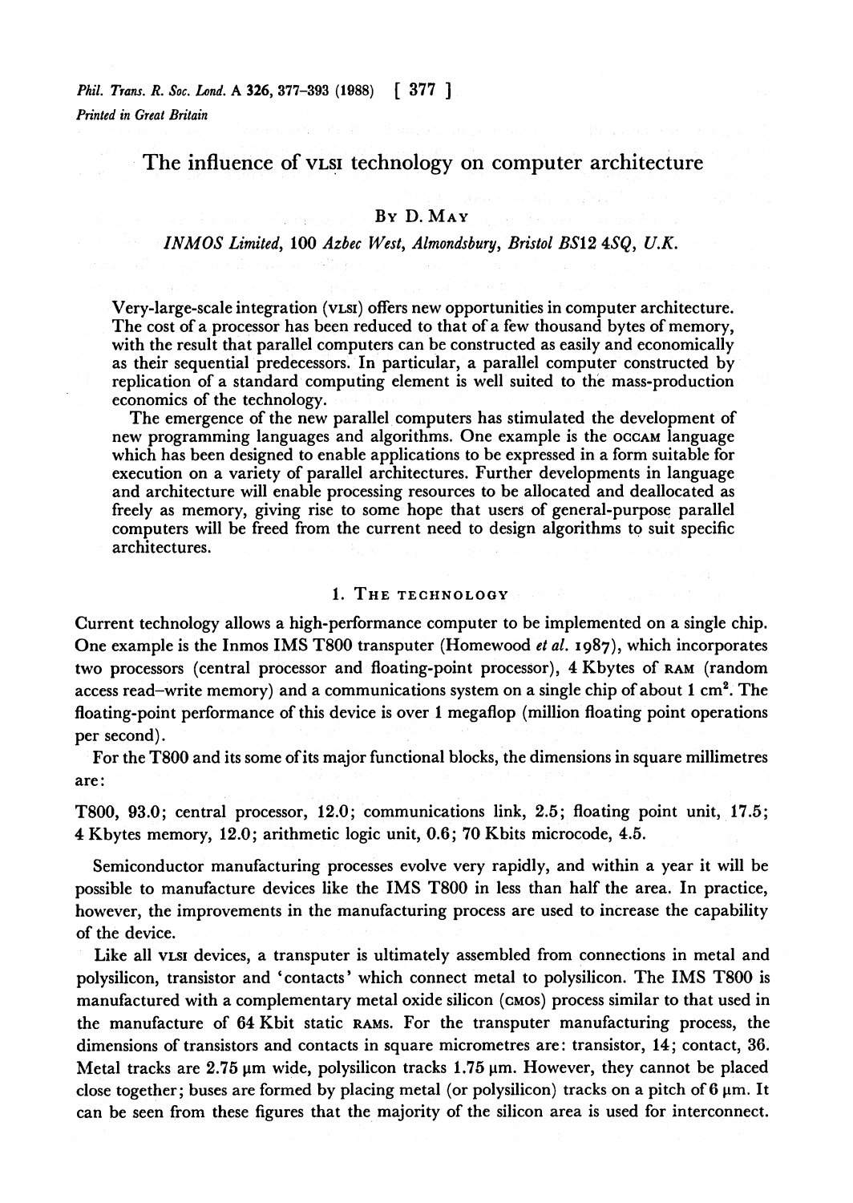# The influence of VLSI technology on computer architecture

By D. May

*INMOS Limited, 100 Azbec West, Almondsbury, Bristol BS12 4SQ, U.K.*

Very-large-scale integration (VLSI) offers new opportunities in computer architecture. The cost of a processor has been reduced to that of a few thousand bytes of memory, with the result that parallel computers can be constructed as easily and economically as their sequential predecessors. In particular, a parallel computer constructed by replication of a standard computing element is well suited to the mass-production economics of the technology.

The emergence of the new parallel computers has stimulated the development of new programming languages and algorithms. One example is the OCCAM language which has been designed to enable applications to be expressed in a form suitable for execution on a variety of parallel architectures. Further developments in language and architecture will enable processing resources to be allocated and deallocated as freely as memory, giving rise to some hope that users of general-purpose parallel computers will be freed from the current need to design algorithms to suit specific architectures.

## 1. The technology

Current technology allows a high-performance computer to be implemented on a single chip. One example is the Inmos IMS T800 transputer (Homewood *et al.* 1987), which incorporates two processors (central processor and floating-point processor), 4 Kbytes of RAM (random access read–write memory) and a communications system on a single chip of about 1 cm$^2$. The floating-point performance of this device is over 1 megaflop (million floating point operations per second).

For the T800 and its some of its major functional blocks, the dimensions in square millimetres are:

T800, 93.0; central processor, 12.0; communications link, 2.5; floating point unit, 17.5; 4 Kbytes memory, 12.0; arithmetic logic unit, 0.6; 70 Kbits microcode, 4.5.

Semiconductor manufacturing processes evolve very rapidly, and within a year it will be possible to manufacture devices like the IMS T800 in less than half the area. In practice, however, the improvements in the manufacturing process are used to increase the capability of the device.

Like all VLSI devices, a transputer is ultimately assembled from connections in metal and polysilicon, transistor and 'contacts' which connect metal to polysilicon. The IMS T800 is manufactured with a complementary metal oxide silicon (CMOS) process similar to that used in the manufacture of 64 Kbit static RAMs. For the transputer manufacturing process, the dimensions of transistors and contacts in square micrometres are: transistor, 14; contact, 36. Metal tracks are 2.75 μm wide, polysilicon tracks 1.75 μm. However, they cannot be placed close together; buses are formed by placing metal (or polysilicon) tracks on a pitch of 6 μm. It can be seen from these figures that the majority of the silicon area is used for interconnect.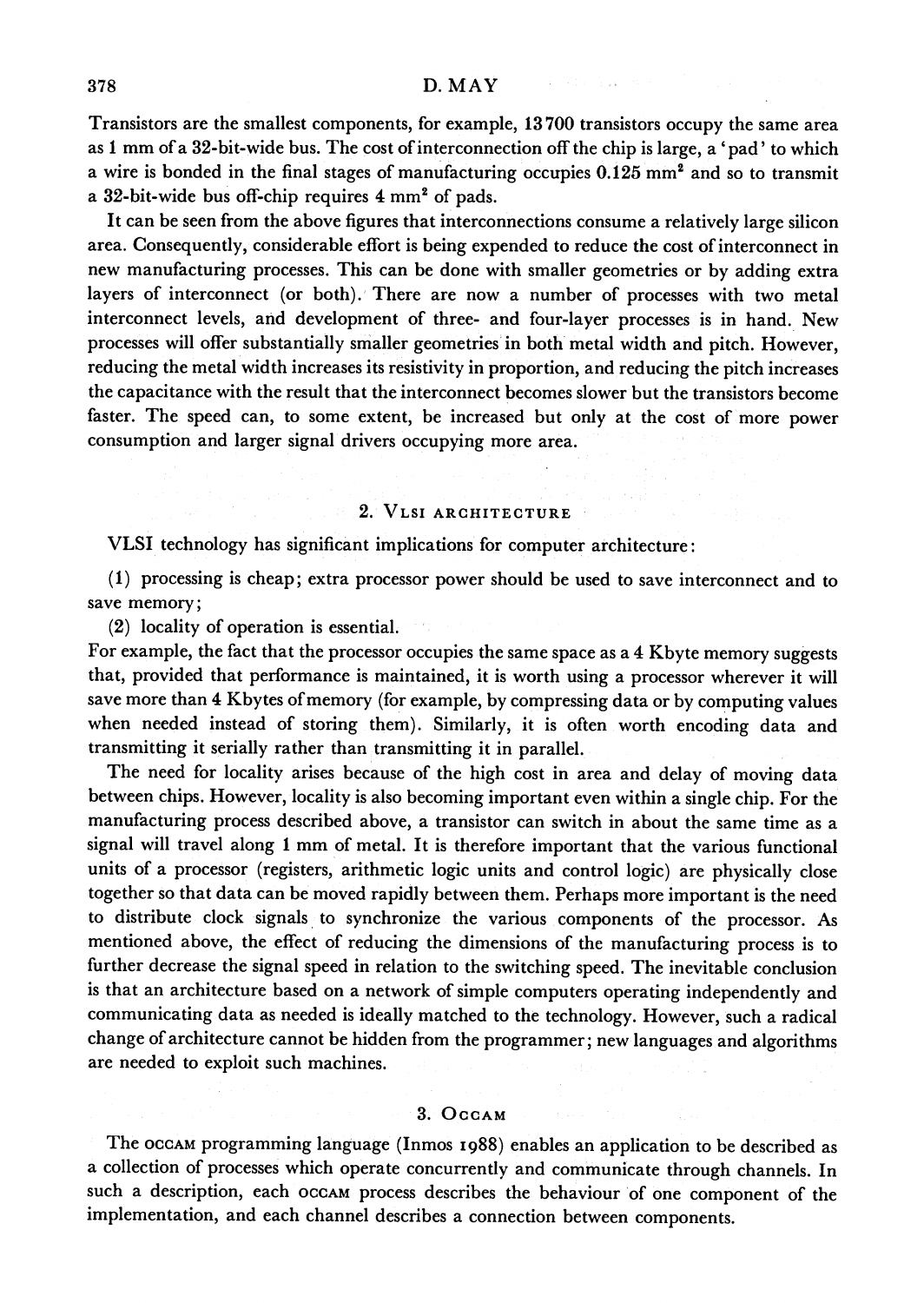Transistors are the smallest components, for example, 13700 transistors occupy the same area as 1 mm of a 32-bit-wide bus. The cost of interconnection off the chip is large, a 'pad' to which a wire is bonded in the final stages of manufacturing occupies 0.125 $mm^2$ and so to transmit a 32-bit-wide bus off-chip requires 4 $mm^2$ of pads.

It can be seen from the above figures that interconnections consume a relatively large silicon area. Consequently, considerable effort is being expended to reduce the cost of interconnect in new manufacturing processes. This can be done with smaller geometries or by adding extra layers of interconnect (or both). There are now a number of processes with two metal interconnect levels, and development of three- and four-layer processes is in hand. New processes will offer substantially smaller geometries in both metal width and pitch. However, reducing the metal width increases its resistivity in proportion, and reducing the pitch increases the capacitance with the result that the interconnect becomes slower but the transistors become faster. The speed can, to some extent, be increased but only at the cost of more power consumption and larger signal drivers occupying more area.

## 2. VLSI architecture

VLSI technology has significant implications for computer architecture:

(1) processing is cheap; extra processor power should be used to save interconnect and to save memory;

(2) locality of operation is essential.

For example, the fact that the processor occupies the same space as a 4 Kbyte memory suggests that, provided that performance is maintained, it is worth using a processor wherever it will save more than 4 Kbytes of memory (for example, by compressing data or by computing values when needed instead of storing them). Similarly, it is often worth encoding data and transmitting it serially rather than transmitting it in parallel.

The need for locality arises because of the high cost in area and delay of moving data between chips. However, locality is also becoming important even within a single chip. For the manufacturing process described above, a transistor can switch in about the same time as a signal will travel along 1 mm of metal. It is therefore important that the various functional units of a processor (registers, arithmetic logic units and control logic) are physically close together so that data can be moved rapidly between them. Perhaps more important is the need to distribute clock signals to synchronize the various components of the processor. As mentioned above, the effect of reducing the dimensions of the manufacturing process is to further decrease the signal speed in relation to the switching speed. The inevitable conclusion is that an architecture based on a network of simple computers operating independently and communicating data as needed is ideally matched to the technology. However, such a radical change of architecture cannot be hidden from the programmer; new languages and algorithms are needed to exploit such machines.

## 3. Occam

The occam programming language (Inmos 1988) enables an application to be described as a collection of processes which operate concurrently and communicate through channels. In such a description, each occam process describes the behaviour of one component of the implementation, and each channel describes a connection between components.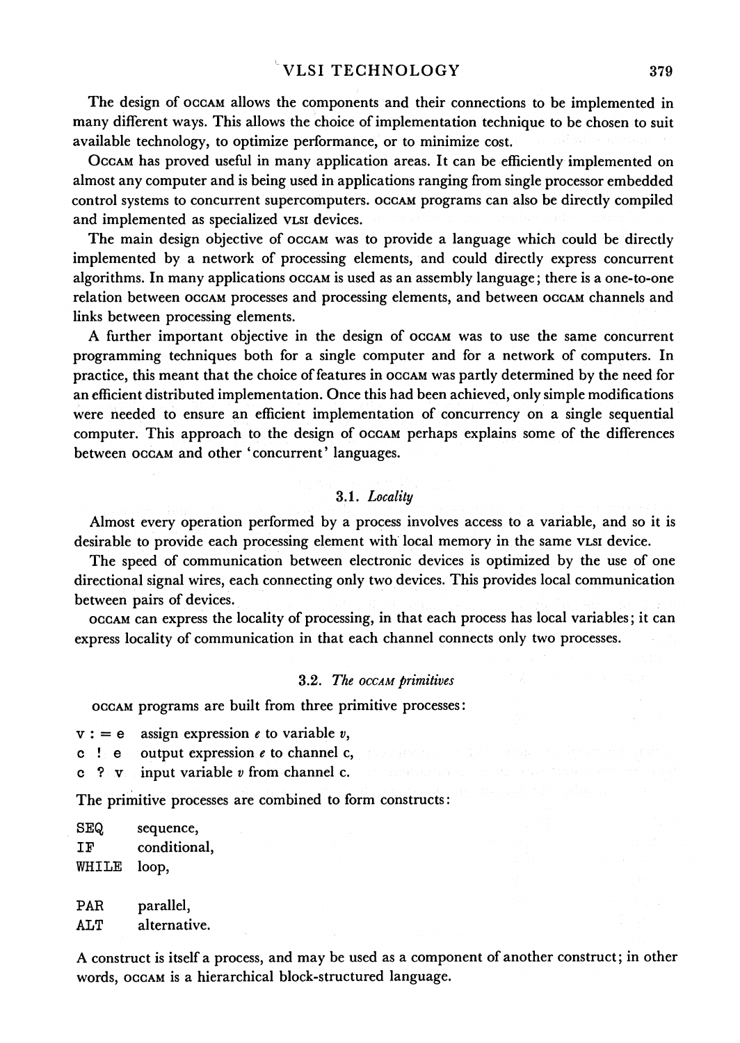The design of OCCAM allows the components and their connections to be implemented in many different ways. This allows the choice of implementation technique to be chosen to suit available technology, to optimize performance, or to minimize cost.

OCCAM has proved useful in many application areas. It can be efficiently implemented on almost any computer and is being used in applications ranging from single processor embedded control systems to concurrent supercomputers. OCCAM programs can also be directly compiled and implemented as specialized VLSI devices.

The main design objective of OCCAM was to provide a language which could be directly implemented by a network of processing elements, and could directly express concurrent algorithms. In many applications OCCAM is used as an assembly language; there is a one-to-one relation between OCCAM processes and processing elements, and between OCCAM channels and links between processing elements.

A further important objective in the design of OCCAM was to use the same concurrent programming techniques both for a single computer and for a network of computers. In practice, this meant that the choice of features in OCCAM was partly determined by the need for an efficient distributed implementation. Once this had been achieved, only simple modifications were needed to ensure an efficient implementation of concurrency on a single sequential computer. This approach to the design of OCCAM perhaps explains some of the differences between OCCAM and other 'concurrent' languages.

### 3.1. *Locality*

Almost every operation performed by a process involves access to a variable, and so it is desirable to provide each processing element with local memory in the same VLSI device.

The speed of communication between electronic devices is optimized by the use of one directional signal wires, each connecting only two devices. This provides local communication between pairs of devices.

OCCAM can express the locality of processing, in that each process has local variables; it can express locality of communication in that each channel connects only two processes.

### 3.2. *The OCCAM primitives*

OCCAM programs are built from three primitive processes:

```
v := e   assign expression e to variable v,
c ! e    output expression e to channel c,
c ? v    input variable v from channel c.
```

The primitive processes are combined to form constructs:

```
SEQ     sequence,
IF      conditional,
WHILE   loop,

PAR     parallel,
ALT     alternative.
```

A construct is itself a process, and may be used as a component of another construct; in other words, OCCAM is a hierarchical block-structured language.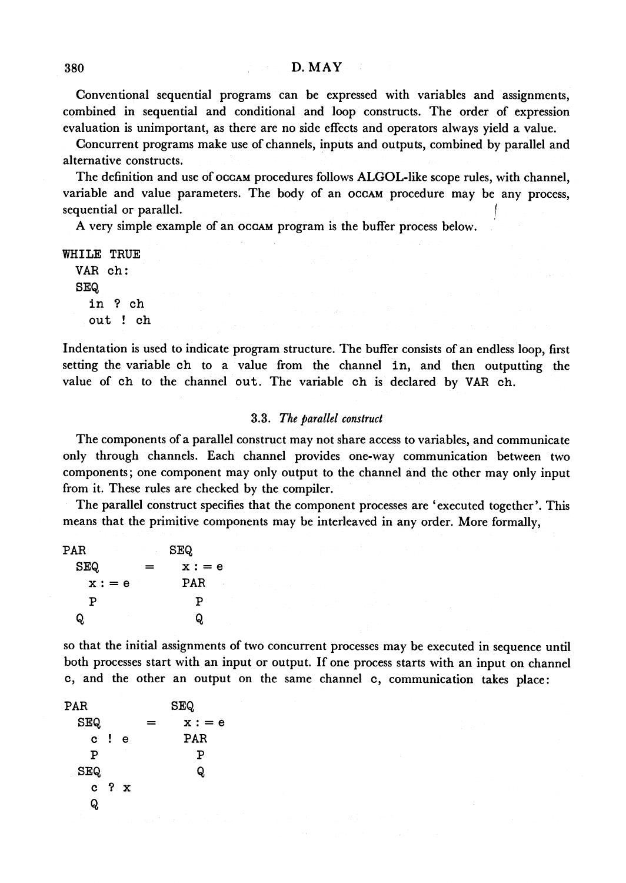Conventional sequential programs can be expressed with variables and assignments, combined in sequential and conditional and loop constructs. The order of expression evaluation is unimportant, as there are no side effects and operators always yield a value.

Concurrent programs make use of channels, inputs and outputs, combined by parallel and alternative constructs.

The definition and use of OCCAM procedures follows ALGOL-like scope rules, with channel, variable and value parameters. The body of an OCCAM procedure may be any process, sequential or parallel.

A very simple example of an OCCAM program is the buffer process below.

```
WHILE TRUE
  VAR ch:
  SEQ
    in ? ch
    out ! ch
```

Indentation is used to indicate program structure. The buffer consists of an endless loop, first setting the variable `ch` to a value from the channel `in`, and then outputting the value of `ch` to the channel `out`. The variable `ch` is declared by `VAR ch`.

### 3.3. *The parallel construct*

The components of a parallel construct may not share access to variables, and communicate only through channels. Each channel provides one-way communication between two components; one component may only output to the channel and the other may only input from it. These rules are checked by the compiler.

The parallel construct specifies that the component processes are 'executed together'. This means that the primitive components may be interleaved in any order. More formally,

```
PAR                 SEQ
  SEQ          =      x := e
    x := e            PAR
    P                   P
  Q                     Q
```

so that the initial assignments of two concurrent processes may be executed in sequence until both processes start with an input or output. If one process starts with an input on channel `c`, and the other an output on the same channel `c`, communication takes place:

```
PAR                 SEQ
  SEQ          =      x := e
    c ! e             PAR
    P                   P
  SEQ                   Q
    c ? x
    Q
```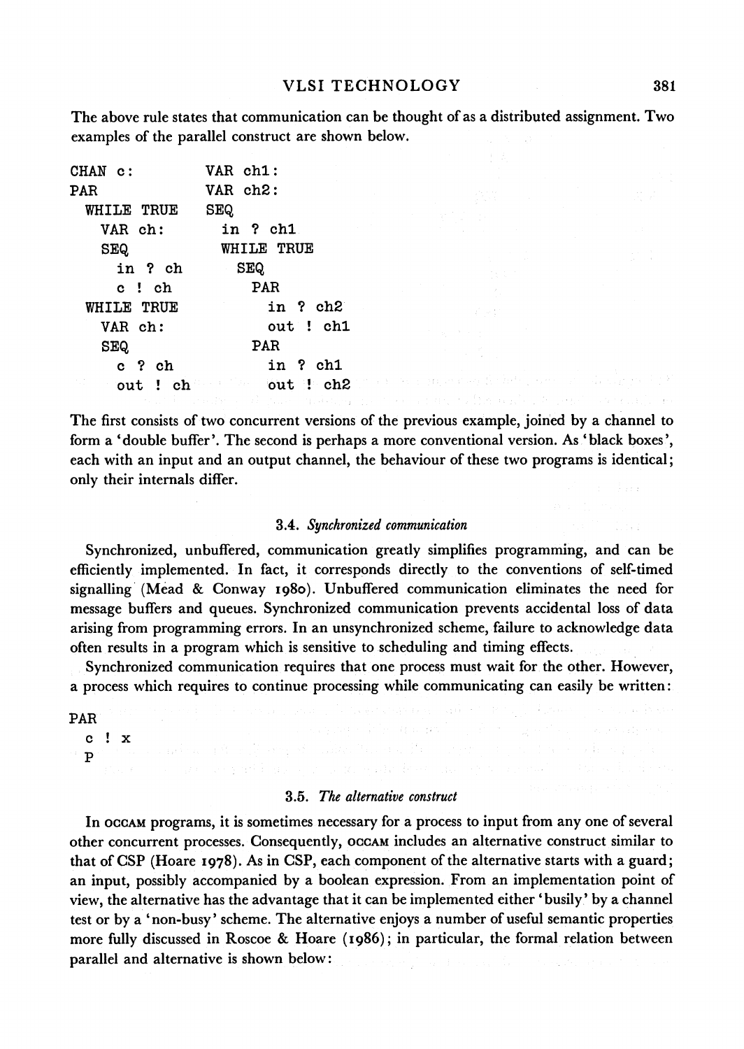The above rule states that communication can be thought of as a distributed assignment. Two examples of the parallel construct are shown below.

```
CHAN c:               VAR ch1:
PAR                   VAR ch2:
  WHILE TRUE          SEQ
    VAR ch:             in ? ch1
    SEQ                 WHILE TRUE
      in ? ch             SEQ
      c ! ch                PAR
  WHILE TRUE                  in ? ch2
    VAR ch:                   out ! ch1
    SEQ                     PAR
      c ? ch                  in ? ch1
      out ! ch                out ! ch2
```

The first consists of two concurrent versions of the previous example, joined by a channel to form a 'double buffer'. The second is perhaps a more conventional version. As 'black boxes', each with an input and an output channel, the behaviour of these two programs is identical; only their internals differ.

### 3.4. *Synchronized communication*

Synchronized, unbuffered, communication greatly simplifies programming, and can be efficiently implemented. In fact, it corresponds directly to the conventions of self-timed signalling (Mead & Conway 1980). Unbuffered communication eliminates the need for message buffers and queues. Synchronized communication prevents accidental loss of data arising from programming errors. In an unsynchronized scheme, failure to acknowledge data often results in a program which is sensitive to scheduling and timing effects.

Synchronized communication requires that one process must wait for the other. However, a process which requires to continue processing while communicating can easily be written:

```
PAR
  c ! x
  P
```

### 3.5. *The alternative construct*

In OCCAM programs, it is sometimes necessary for a process to input from any one of several other concurrent processes. Consequently, OCCAM includes an alternative construct similar to that of CSP (Hoare 1978). As in CSP, each component of the alternative starts with a guard; an input, possibly accompanied by a boolean expression. From an implementation point of view, the alternative has the advantage that it can be implemented either 'busily' by a channel test or by a 'non-busy' scheme. The alternative enjoys a number of useful semantic properties more fully discussed in Roscoe & Hoare (1986); in particular, the formal relation between parallel and alternative is shown below: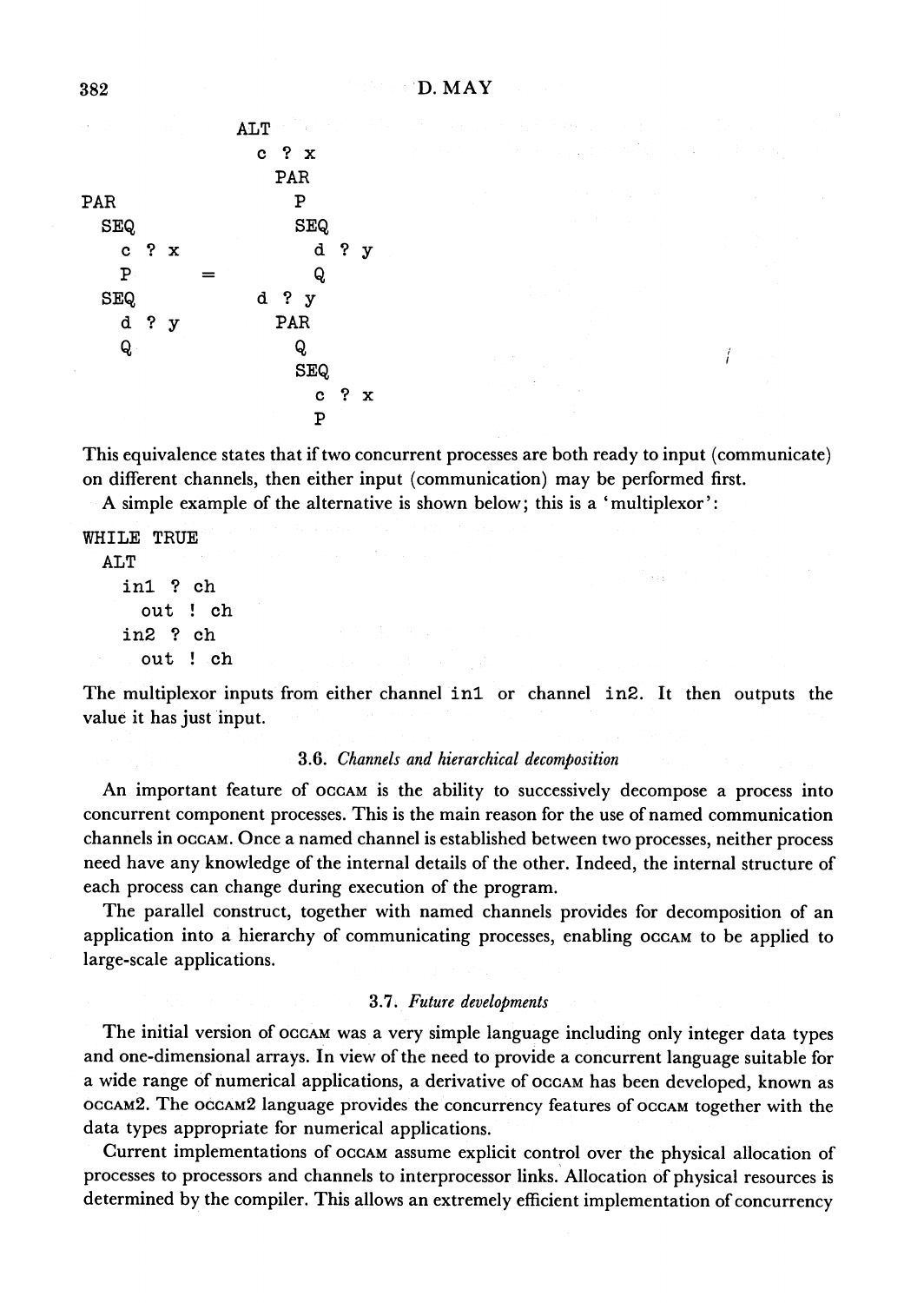```
                  ALT
                    c ? x
                      PAR
PAR                     P
  SEQ                   SEQ
    c ? x                 d ? y
    P        =            Q
  SEQ               d ? y
    d ? y             PAR
    Q                   Q
                        SEQ
                          c ? x
                          P
```

This equivalence states that if two concurrent processes are both ready to input (communicate) on different channels, then either input (communication) may be performed first.

A simple example of the alternative is shown below; this is a 'multiplexor':

```
WHILE TRUE
  ALT
    in1 ? ch
      out ! ch
    in2 ? ch
      out ! ch
```

The multiplexor inputs from either channel `in1` or channel `in2`. It then outputs the value it has just input.

### 3.6. *Channels and hierarchical decomposition*

An important feature of OCCAM is the ability to successively decompose a process into concurrent component processes. This is the main reason for the use of named communication channels in OCCAM. Once a named channel is established between two processes, neither process need have any knowledge of the internal details of the other. Indeed, the internal structure of each process can change during execution of the program.

The parallel construct, together with named channels provides for decomposition of an application into a hierarchy of communicating processes, enabling OCCAM to be applied to large-scale applications.

### 3.7. *Future developments*

The initial version of OCCAM was a very simple language including only integer data types and one-dimensional arrays. In view of the need to provide a concurrent language suitable for a wide range of numerical applications, a derivative of OCCAM has been developed, known as OCCAM2. The OCCAM2 language provides the concurrency features of OCCAM together with the data types appropriate for numerical applications.

Current implementations of OCCAM assume explicit control over the physical allocation of processes to processors and channels to interprocessor links. Allocation of physical resources is determined by the compiler. This allows an extremely efficient implementation of concurrency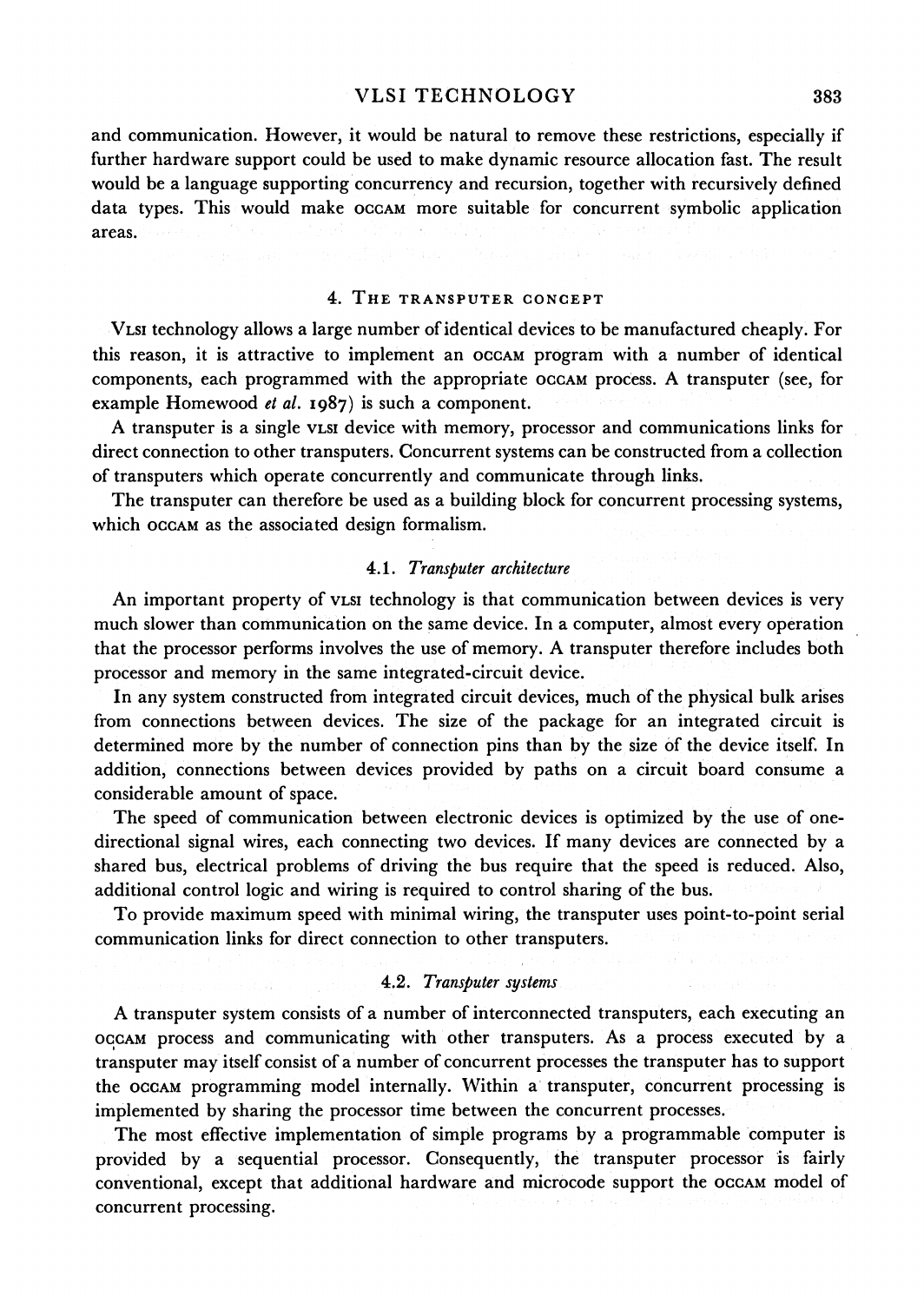and communication. However, it would be natural to remove these restrictions, especially if further hardware support could be used to make dynamic resource allocation fast. The result would be a language supporting concurrency and recursion, together with recursively defined data types. This would make OCCAM more suitable for concurrent symbolic application areas.

## 4. The transputer concept

VLSI technology allows a large number of identical devices to be manufactured cheaply. For this reason, it is attractive to implement an OCCAM program with a number of identical components, each programmed with the appropriate OCCAM process. A transputer (see, for example Homewood *et al.* 1987) is such a component.

A transputer is a single VLSI device with memory, processor and communications links for direct connection to other transputers. Concurrent systems can be constructed from a collection of transputers which operate concurrently and communicate through links.

The transputer can therefore be used as a building block for concurrent processing systems, which OCCAM as the associated design formalism.

### 4.1. *Transputer architecture*

An important property of VLSI technology is that communication between devices is very much slower than communication on the same device. In a computer, almost every operation that the processor performs involves the use of memory. A transputer therefore includes both processor and memory in the same integrated-circuit device.

In any system constructed from integrated circuit devices, much of the physical bulk arises from connections between devices. The size of the package for an integrated circuit is determined more by the number of connection pins than by the size of the device itself. In addition, connections between devices provided by paths on a circuit board consume a considerable amount of space.

The speed of communication between electronic devices is optimized by the use of one-directional signal wires, each connecting two devices. If many devices are connected by a shared bus, electrical problems of driving the bus require that the speed is reduced. Also, additional control logic and wiring is required to control sharing of the bus.

To provide maximum speed with minimal wiring, the transputer uses point-to-point serial communication links for direct connection to other transputers.

### 4.2. *Transputer systems*

A transputer system consists of a number of interconnected transputers, each executing an OCCAM process and communicating with other transputers. As a process executed by a transputer may itself consist of a number of concurrent processes the transputer has to support the OCCAM programming model internally. Within a transputer, concurrent processing is implemented by sharing the processor time between the concurrent processes.

The most effective implementation of simple programs by a programmable computer is provided by a sequential processor. Consequently, the transputer processor is fairly conventional, except that additional hardware and microcode support the OCCAM model of concurrent processing.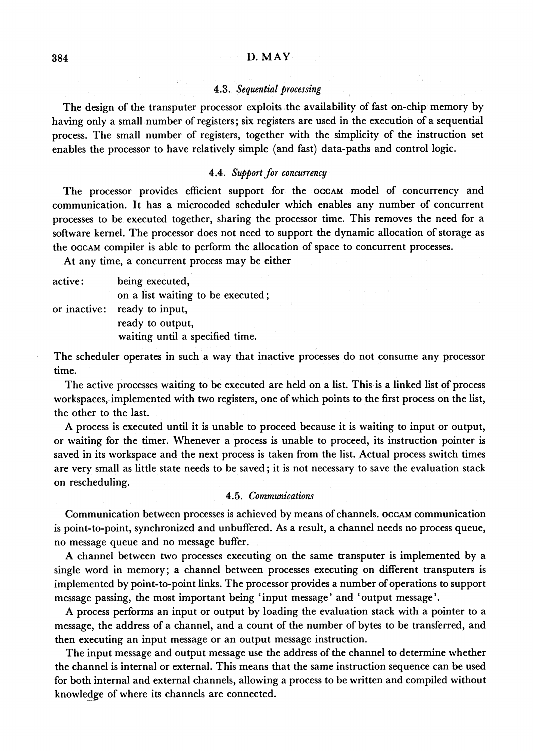### 4.3. *Sequential processing*

The design of the transputer processor exploits the availability of fast on-chip memory by having only a small number of registers; six registers are used in the execution of a sequential process. The small number of registers, together with the simplicity of the instruction set enables the processor to have relatively simple (and fast) data-paths and control logic.

### 4.4. *Support for concurrency*

The processor provides efficient support for the OCCAM model of concurrency and communication. It has a microcoded scheduler which enables any number of concurrent processes to be executed together, sharing the processor time. This removes the need for a software kernel. The processor does not need to support the dynamic allocation of storage as the OCCAM compiler is able to perform the allocation of space to concurrent processes.

At any time, a concurrent process may be either

active: being executed,
on a list waiting to be executed;
or inactive: ready to input,
ready to output,
waiting until a specified time.

The scheduler operates in such a way that inactive processes do not consume any processor time.

The active processes waiting to be executed are held on a list. This is a linked list of process workspaces, implemented with two registers, one of which points to the first process on the list, the other to the last.

A process is executed until it is unable to proceed because it is waiting to input or output, or waiting for the timer. Whenever a process is unable to proceed, its instruction pointer is saved in its workspace and the next process is taken from the list. Actual process switch times are very small as little state needs to be saved; it is not necessary to save the evaluation stack on rescheduling.

### 4.5. *Communications*

Communication between processes is achieved by means of channels. OCCAM communication is point-to-point, synchronized and unbuffered. As a result, a channel needs no process queue, no message queue and no message buffer.

A channel between two processes executing on the same transputer is implemented by a single word in memory; a channel between processes executing on different transputers is implemented by point-to-point links. The processor provides a number of operations to support message passing, the most important being 'input message' and 'output message'.

A process performs an input or output by loading the evaluation stack with a pointer to a message, the address of a channel, and a count of the number of bytes to be transferred, and then executing an input message or an output message instruction.

The input message and output message use the address of the channel to determine whether the channel is internal or external. This means that the same instruction sequence can be used for both internal and external channels, allowing a process to be written and compiled without knowledge of where its channels are connected.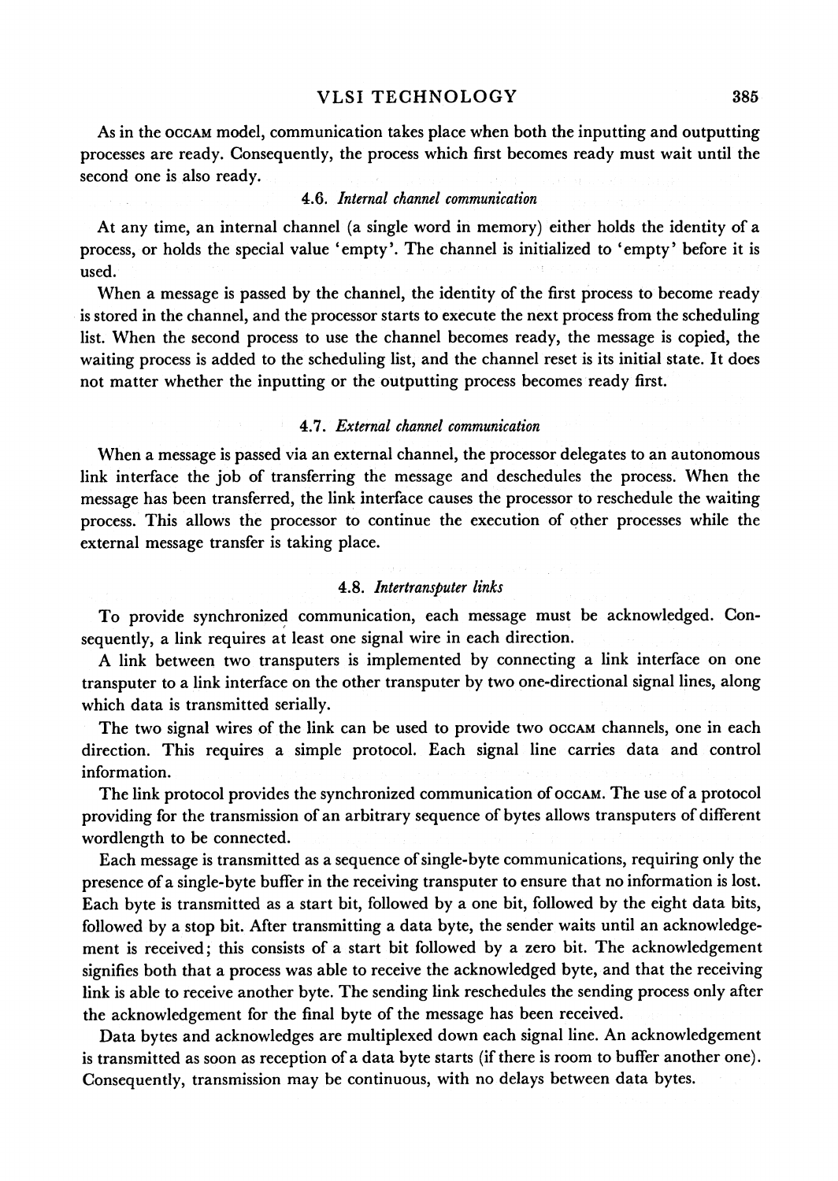As in the OCCAM model, communication takes place when both the inputting and outputting processes are ready. Consequently, the process which first becomes ready must wait until the second one is also ready.

### 4.6. *Internal channel communication*

At any time, an internal channel (a single word in memory) either holds the identity of a process, or holds the special value 'empty'. The channel is initialized to 'empty' before it is used.

When a message is passed by the channel, the identity of the first process to become ready is stored in the channel, and the processor starts to execute the next process from the scheduling list. When the second process to use the channel becomes ready, the message is copied, the waiting process is added to the scheduling list, and the channel reset is its initial state. It does not matter whether the inputting or the outputting process becomes ready first.

### 4.7. *External channel communication*

When a message is passed via an external channel, the processor delegates to an autonomous link interface the job of transferring the message and deschedules the process. When the message has been transferred, the link interface causes the processor to reschedule the waiting process. This allows the processor to continue the execution of other processes while the external message transfer is taking place.

### 4.8. *Intertransputer links*

To provide synchronized communication, each message must be acknowledged. Consequently, a link requires at least one signal wire in each direction.

A link between two transputers is implemented by connecting a link interface on one transputer to a link interface on the other transputer by two one-directional signal lines, along which data is transmitted serially.

The two signal wires of the link can be used to provide two OCCAM channels, one in each direction. This requires a simple protocol. Each signal line carries data and control information.

The link protocol provides the synchronized communication of OCCAM. The use of a protocol providing for the transmission of an arbitrary sequence of bytes allows transputers of different wordlength to be connected.

Each message is transmitted as a sequence of single-byte communications, requiring only the presence of a single-byte buffer in the receiving transputer to ensure that no information is lost. Each byte is transmitted as a start bit, followed by a one bit, followed by the eight data bits, followed by a stop bit. After transmitting a data byte, the sender waits until an acknowledgement is received; this consists of a start bit followed by a zero bit. The acknowledgement signifies both that a process was able to receive the acknowledged byte, and that the receiving link is able to receive another byte. The sending link reschedules the sending process only after the acknowledgement for the final byte of the message has been received.

Data bytes and acknowledges are multiplexed down each signal line. An acknowledgement is transmitted as soon as reception of a data byte starts (if there is room to buffer another one). Consequently, transmission may be continuous, with no delays between data bytes.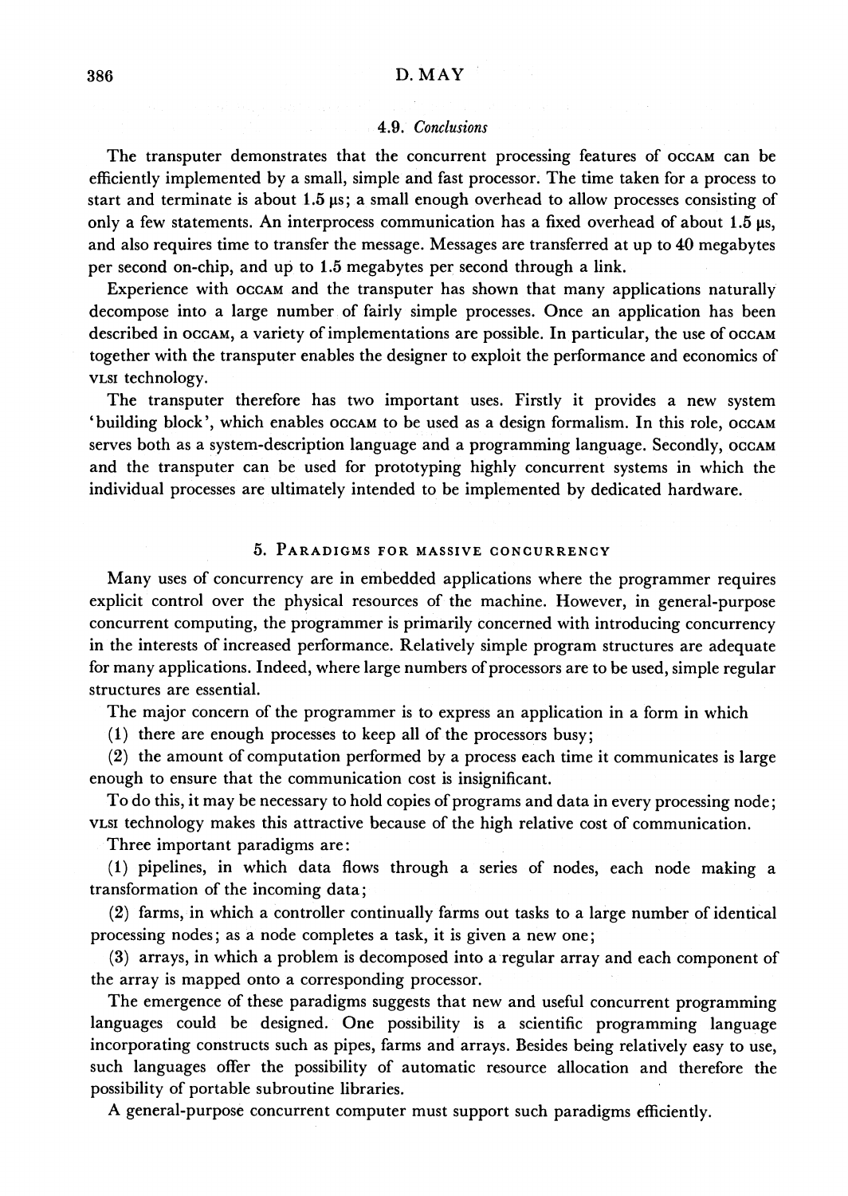### 4.9. *Conclusions*

The transputer demonstrates that the concurrent processing features of OCCAM can be efficiently implemented by a small, simple and fast processor. The time taken for a process to start and terminate is about 1.5 μs; a small enough overhead to allow processes consisting of only a few statements. An interprocess communication has a fixed overhead of about 1.5 μs, and also requires time to transfer the message. Messages are transferred at up to 40 megabytes per second on-chip, and up to 1.5 megabytes per second through a link.

Experience with OCCAM and the transputer has shown that many applications naturally decompose into a large number of fairly simple processes. Once an application has been described in OCCAM, a variety of implementations are possible. In particular, the use of OCCAM together with the transputer enables the designer to exploit the performance and economics of VLSI technology.

The transputer therefore has two important uses. Firstly it provides a new system 'building block', which enables OCCAM to be used as a design formalism. In this role, OCCAM serves both as a system-description language and a programming language. Secondly, OCCAM and the transputer can be used for prototyping highly concurrent systems in which the individual processes are ultimately intended to be implemented by dedicated hardware.

## 5. Paradigms for massive concurrency

Many uses of concurrency are in embedded applications where the programmer requires explicit control over the physical resources of the machine. However, in general-purpose concurrent computing, the programmer is primarily concerned with introducing concurrency in the interests of increased performance. Relatively simple program structures are adequate for many applications. Indeed, where large numbers of processors are to be used, simple regular structures are essential.

The major concern of the programmer is to express an application in a form in which

(1) there are enough processes to keep all of the processors busy;

(2) the amount of computation performed by a process each time it communicates is large enough to ensure that the communication cost is insignificant.

To do this, it may be necessary to hold copies of programs and data in every processing node; VLSI technology makes this attractive because of the high relative cost of communication.

Three important paradigms are:

(1) pipelines, in which data flows through a series of nodes, each node making a transformation of the incoming data;

(2) farms, in which a controller continually farms out tasks to a large number of identical processing nodes; as a node completes a task, it is given a new one;

(3) arrays, in which a problem is decomposed into a regular array and each component of the array is mapped onto a corresponding processor.

The emergence of these paradigms suggests that new and useful concurrent programming languages could be designed. One possibility is a scientific programming language incorporating constructs such as pipes, farms and arrays. Besides being relatively easy to use, such languages offer the possibility of automatic resource allocation and therefore the possibility of portable subroutine libraries.

A general-purpose concurrent computer must support such paradigms efficiently.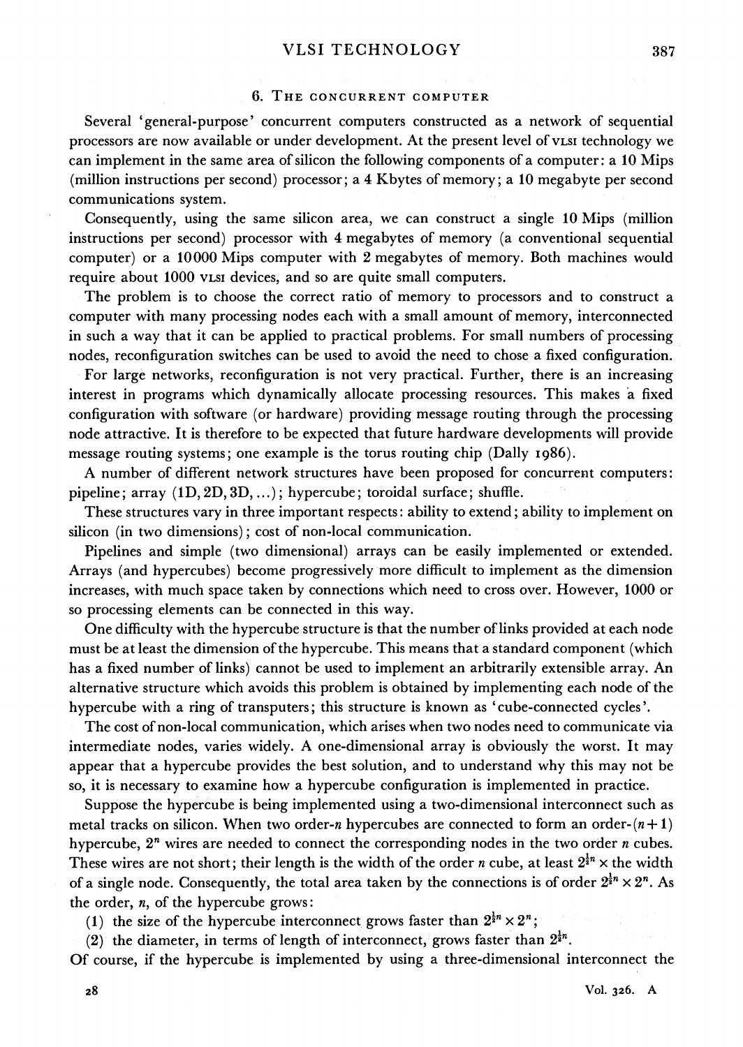## 6. The concurrent computer

Several 'general-purpose' concurrent computers constructed as a network of sequential processors are now available or under development. At the present level of VLSI technology we can implement in the same area of silicon the following components of a computer: a 10 Mips (million instructions per second) processor; a 4 Kbytes of memory; a 10 megabyte per second communications system.

Consequently, using the same silicon area, we can construct a single 10 Mips (million instructions per second) processor with 4 megabytes of memory (a conventional sequential computer) or a 10000 Mips computer with 2 megabytes of memory. Both machines would require about 1000 VLSI devices, and so are quite small computers.

The problem is to choose the correct ratio of memory to processors and to construct a computer with many processing nodes each with a small amount of memory, interconnected in such a way that it can be applied to practical problems. For small numbers of processing nodes, reconfiguration switches can be used to avoid the need to chose a fixed configuration.

For large networks, reconfiguration is not very practical. Further, there is an increasing interest in programs which dynamically allocate processing resources. This makes a fixed configuration with software (or hardware) providing message routing through the processing node attractive. It is therefore to be expected that future hardware developments will provide message routing systems; one example is the torus routing chip (Dally 1986).

A number of different network structures have been proposed for concurrent computers: pipeline; array (1D, 2D, 3D, ...); hypercube; toroidal surface; shuffle.

These structures vary in three important respects: ability to extend; ability to implement on silicon (in two dimensions); cost of non-local communication.

Pipelines and simple (two dimensional) arrays can be easily implemented or extended. Arrays (and hypercubes) become progressively more difficult to implement as the dimension increases, with much space taken by connections which need to cross over. However, 1000 or so processing elements can be connected in this way.

One difficulty with the hypercube structure is that the number of links provided at each node must be at least the dimension of the hypercube. This means that a standard component (which has a fixed number of links) cannot be used to implement an arbitrarily extensible array. An alternative structure which avoids this problem is obtained by implementing each node of the hypercube with a ring of transputers; this structure is known as 'cube-connected cycles'.

The cost of non-local communication, which arises when two nodes need to communicate via intermediate nodes, varies widely. A one-dimensional array is obviously the worst. It may appear that a hypercube provides the best solution, and to understand why this may not be so, it is necessary to examine how a hypercube configuration is implemented in practice.

Suppose the hypercube is being implemented using a two-dimensional interconnect such as metal tracks on silicon. When two order-$n$ hypercubes are connected to form an order-$(n+1)$ hypercube, $2^n$ wires are needed to connect the corresponding nodes in the two order $n$ cubes. These wires are not short; their length is the width of the order $n$ cube, at least $2^{\frac{1}{2}n} \times$ the width of a single node. Consequently, the total area taken by the connections is of order $2^{\frac{1}{2}n} \times 2^n$. As the order, $n$, of the hypercube grows:

(1) the size of the hypercube interconnect grows faster than $2^{\frac{1}{2}n} \times 2^n$;

(2) the diameter, in terms of length of interconnect, grows faster than $2^{\frac{1}{2}n}$.

Of course, if the hypercube is implemented by using a three-dimensional interconnect the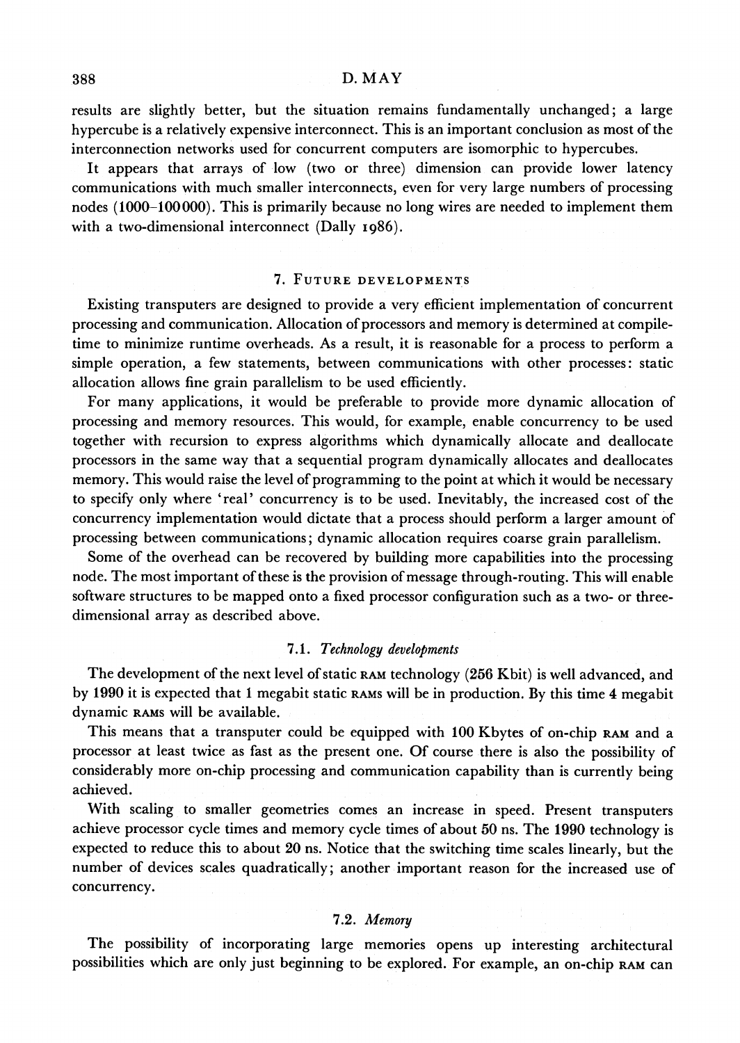results are slightly better, but the situation remains fundamentally unchanged; a large hypercube is a relatively expensive interconnect. This is an important conclusion as most of the interconnection networks used for concurrent computers are isomorphic to hypercubes.

It appears that arrays of low (two or three) dimension can provide lower latency communications with much smaller interconnects, even for very large numbers of processing nodes (1000–100000). This is primarily because no long wires are needed to implement them with a two-dimensional interconnect (Dally 1986).

## 7. Future developments

Existing transputers are designed to provide a very efficient implementation of concurrent processing and communication. Allocation of processors and memory is determined at compile-time to minimize runtime overheads. As a result, it is reasonable for a process to perform a simple operation, a few statements, between communications with other processes: static allocation allows fine grain parallelism to be used efficiently.

For many applications, it would be preferable to provide more dynamic allocation of processing and memory resources. This would, for example, enable concurrency to be used together with recursion to express algorithms which dynamically allocate and deallocate processors in the same way that a sequential program dynamically allocates and deallocates memory. This would raise the level of programming to the point at which it would be necessary to specify only where 'real' concurrency is to be used. Inevitably, the increased cost of the concurrency implementation would dictate that a process should perform a larger amount of processing between communications; dynamic allocation requires coarse grain parallelism.

Some of the overhead can be recovered by building more capabilities into the processing node. The most important of these is the provision of message through-routing. This will enable software structures to be mapped onto a fixed processor configuration such as a two- or three-dimensional array as described above.

### 7.1. *Technology developments*

The development of the next level of static RAM technology (256 Kbit) is well advanced, and by 1990 it is expected that 1 megabit static RAMs will be in production. By this time 4 megabit dynamic RAMs will be available.

This means that a transputer could be equipped with 100 Kbytes of on-chip RAM and a processor at least twice as fast as the present one. Of course there is also the possibility of considerably more on-chip processing and communication capability than is currently being achieved.

With scaling to smaller geometries comes an increase in speed. Present transputers achieve processor cycle times and memory cycle times of about 50 ns. The 1990 technology is expected to reduce this to about 20 ns. Notice that the switching time scales linearly, but the number of devices scales quadratically; another important reason for the increased use of concurrency.

### 7.2. *Memory*

The possibility of incorporating large memories opens up interesting architectural possibilities which are only just beginning to be explored. For example, an on-chip RAM can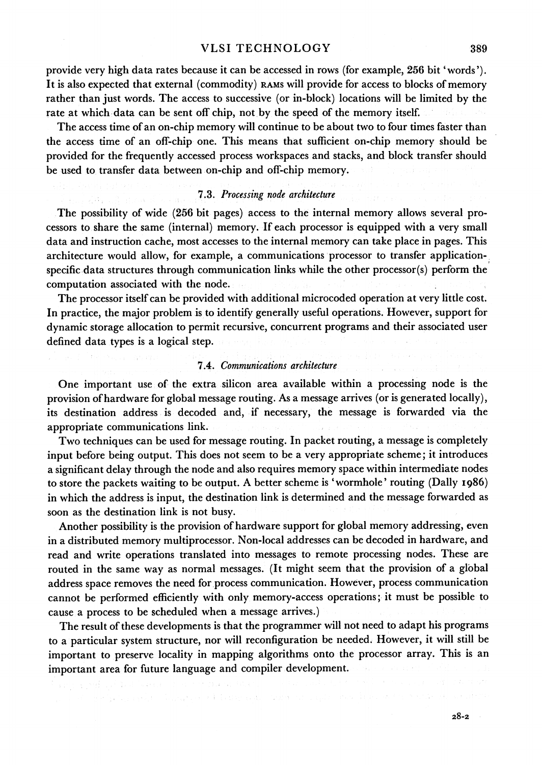provide very high data rates because it can be accessed in rows (for example, 256 bit 'words'). It is also expected that external (commodity) RAMS will provide for access to blocks of memory rather than just words. The access to successive (or in-block) locations will be limited by the rate at which data can be sent off chip, not by the speed of the memory itself.

The access time of an on-chip memory will continue to be about two to four times faster than the access time of an off-chip one. This means that sufficient on-chip memory should be provided for the frequently accessed process workspaces and stacks, and block transfer should be used to transfer data between on-chip and off-chip memory.

### 7.3. *Processing node architecture*

The possibility of wide (256 bit pages) access to the internal memory allows several processors to share the same (internal) memory. If each processor is equipped with a very small data and instruction cache, most accesses to the internal memory can take place in pages. This architecture would allow, for example, a communications processor to transfer application-specific data structures through communication links while the other processor(s) perform the computation associated with the node.

The processor itself can be provided with additional microcoded operation at very little cost. In practice, the major problem is to identify generally useful operations. However, support for dynamic storage allocation to permit recursive, concurrent programs and their associated user defined data types is a logical step.

### 7.4. *Communications architecture*

One important use of the extra silicon area available within a processing node is the provision of hardware for global message routing. As a message arrives (or is generated locally), its destination address is decoded and, if necessary, the message is forwarded via the appropriate communications link.

Two techniques can be used for message routing. In packet routing, a message is completely input before being output. This does not seem to be a very appropriate scheme; it introduces a significant delay through the node and also requires memory space within intermediate nodes to store the packets waiting to be output. A better scheme is 'wormhole' routing (Dally 1986) in which the address is input, the destination link is determined and the message forwarded as soon as the destination link is not busy.

Another possibility is the provision of hardware support for global memory addressing, even in a distributed memory multiprocessor. Non-local addresses can be decoded in hardware, and read and write operations translated into messages to remote processing nodes. These are routed in the same way as normal messages. (It might seem that the provision of a global address space removes the need for process communication. However, process communication cannot be performed efficiently with only memory-access operations; it must be possible to cause a process to be scheduled when a message arrives.)

The result of these developments is that the programmer will not need to adapt his programs to a particular system structure, nor will reconfiguration be needed. However, it will still be important to preserve locality in mapping algorithms onto the processor array. This is an important area for future language and compiler development.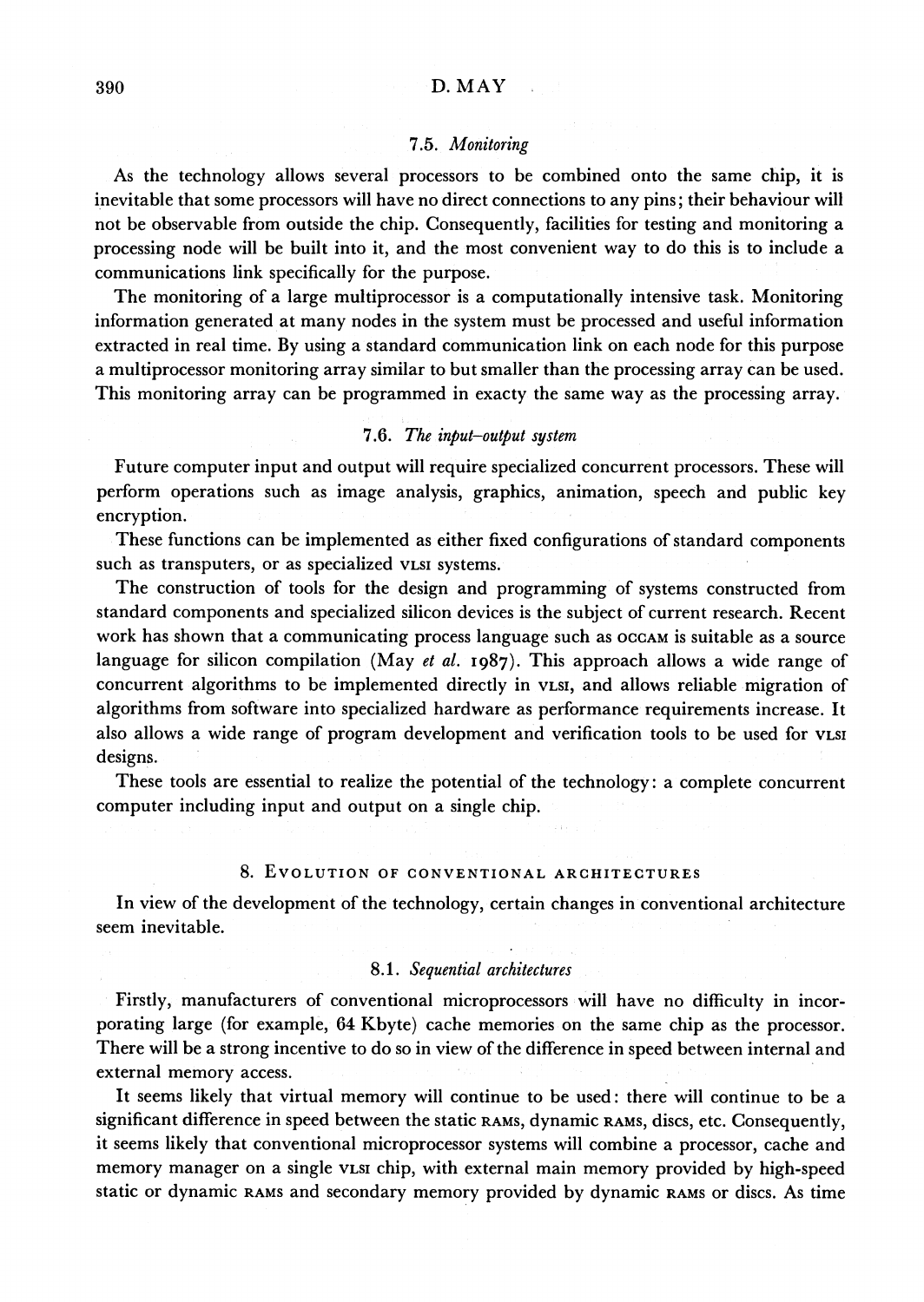### 7.5. *Monitoring*

As the technology allows several processors to be combined onto the same chip, it is inevitable that some processors will have no direct connections to any pins; their behaviour will not be observable from outside the chip. Consequently, facilities for testing and monitoring a processing node will be built into it, and the most convenient way to do this is to include a communications link specifically for the purpose.

The monitoring of a large multiprocessor is a computationally intensive task. Monitoring information generated at many nodes in the system must be processed and useful information extracted in real time. By using a standard communication link on each node for this purpose a multiprocessor monitoring array similar to but smaller than the processing array can be used. This monitoring array can be programmed in exacty the same way as the processing array.

### 7.6. *The input–output system*

Future computer input and output will require specialized concurrent processors. These will perform operations such as image analysis, graphics, animation, speech and public key encryption.

These functions can be implemented as either fixed configurations of standard components such as transputers, or as specialized VLSI systems.

The construction of tools for the design and programming of systems constructed from standard components and specialized silicon devices is the subject of current research. Recent work has shown that a communicating process language such as OCCAM is suitable as a source language for silicon compilation (May *et al.* 1987). This approach allows a wide range of concurrent algorithms to be implemented directly in VLSI, and allows reliable migration of algorithms from software into specialized hardware as performance requirements increase. It also allows a wide range of program development and verification tools to be used for VLSI designs.

These tools are essential to realize the potential of the technology: a complete concurrent computer including input and output on a single chip.

## 8. Evolution of conventional architectures

In view of the development of the technology, certain changes in conventional architecture seem inevitable.

### 8.1. *Sequential architectures*

Firstly, manufacturers of conventional microprocessors will have no difficulty in incorporating large (for example, 64 Kbyte) cache memories on the same chip as the processor. There will be a strong incentive to do so in view of the difference in speed between internal and external memory access.

It seems likely that virtual memory will continue to be used: there will continue to be a significant difference in speed between the static RAMS, dynamic RAMS, discs, etc. Consequently, it seems likely that conventional microprocessor systems will combine a processor, cache and memory manager on a single VLSI chip, with external main memory provided by high-speed static or dynamic RAMS and secondary memory provided by dynamic RAMS or discs. As time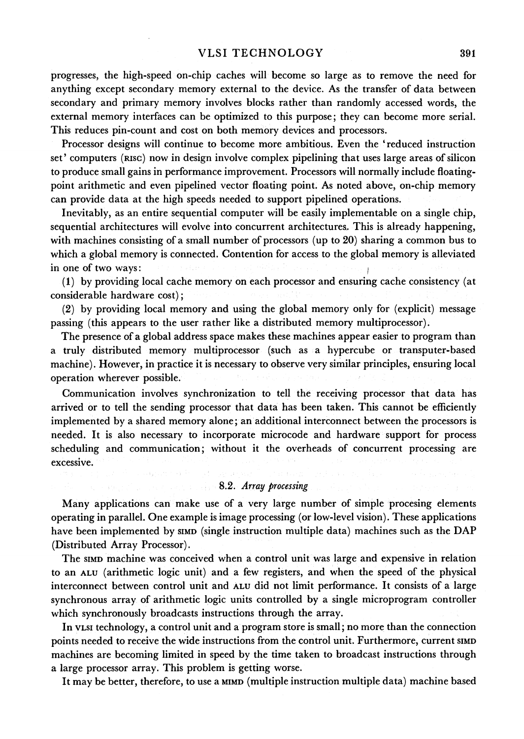progresses, the high-speed on-chip caches will become so large as to remove the need for anything except secondary memory external to the device. As the transfer of data between secondary and primary memory involves blocks rather than randomly accessed words, the external memory interfaces can be optimized to this purpose; they can become more serial. This reduces pin-count and cost on both memory devices and processors.

Processor designs will continue to become more ambitious. Even the 'reduced instruction set' computers (RISC) now in design involve complex pipelining that uses large areas of silicon to produce small gains in performance improvement. Processors will normally include floating-point arithmetic and even pipelined vector floating point. As noted above, on-chip memory can provide data at the high speeds needed to support pipelined operations.

Inevitably, as an entire sequential computer will be easily implementable on a single chip, sequential architectures will evolve into concurrent architectures. This is already happening, with machines consisting of a small number of processors (up to 20) sharing a common bus to which a global memory is connected. Contention for access to the global memory is alleviated in one of two ways:

(1) by providing local cache memory on each processor and ensuring cache consistency (at considerable hardware cost);

(2) by providing local memory and using the global memory only for (explicit) message passing (this appears to the user rather like a distributed memory multiprocessor).

The presence of a global address space makes these machines appear easier to program than a truly distributed memory multiprocessor (such as a hypercube or transputer-based machine). However, in practice it is necessary to observe very similar principles, ensuring local operation wherever possible.

Communication involves synchronization to tell the receiving processor that data has arrived or to tell the sending processor that data has been taken. This cannot be efficiently implemented by a shared memory alone; an additional interconnect between the processors is needed. It is also necessary to incorporate microcode and hardware support for process scheduling and communication; without it the overheads of concurrent processing are excessive.

### 8.2. *Array processing*

Many applications can make use of a very large number of simple procesing elements operating in parallel. One example is image processing (or low-level vision). These applications have been implemented by SIMD (single instruction multiple data) machines such as the DAP (Distributed Array Processor).

The SIMD machine was conceived when a control unit was large and expensive in relation to an ALU (arithmetic logic unit) and a few registers, and when the speed of the physical interconnect between control unit and ALU did not limit performance. It consists of a large synchronous array of arithmetic logic units controlled by a single microprogram controller which synchronously broadcasts instructions through the array.

In VLSI technology, a control unit and a program store is small; no more than the connection points needed to receive the wide instructions from the control unit. Furthermore, current SIMD machines are becoming limited in speed by the time taken to broadcast instructions through a large processor array. This problem is getting worse.

It may be better, therefore, to use a MIMD (multiple instruction multiple data) machine based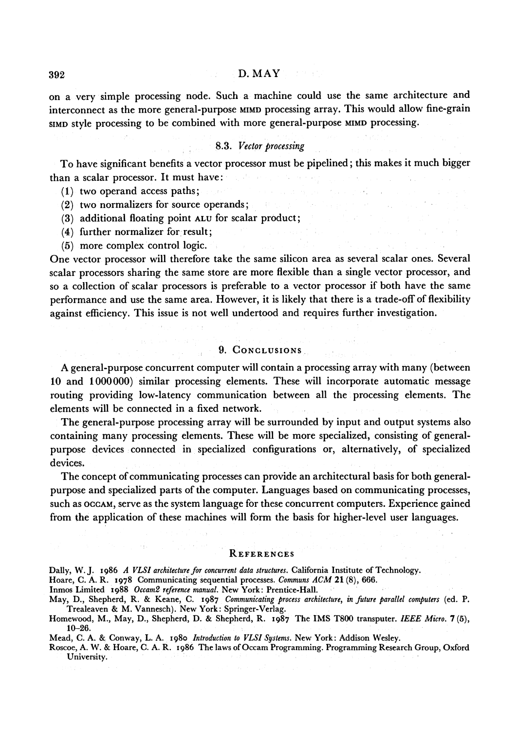on a very simple processing node. Such a machine could use the same architecture and interconnect as the more general-purpose MIMD processing array. This would allow fine-grain SIMD style processing to be combined with more general-purpose MIMD processing.

### 8.3. *Vector processing*

To have significant benefits a vector processor must be pipelined; this makes it much bigger than a scalar processor. It must have:

(1) two operand access paths;
(2) two normalizers for source operands;
(3) additional floating point ALU for scalar product;
(4) further normalizer for result;
(5) more complex control logic.

One vector processor will therefore take the same silicon area as several scalar ones. Several scalar processors sharing the same store are more flexible than a single vector processor, and so a collection of scalar processors is preferable to a vector processor if both have the same performance and use the same area. However, it is likely that there is a trade-off of flexibility against efficiency. This issue is not well undertood and requires further investigation.

## 9. Conclusions

A general-purpose concurrent computer will contain a processing array with many (between 10 and 1000000) similar processing elements. These will incorporate automatic message routing providing low-latency communication between all the processing elements. The elements will be connected in a fixed network.

The general-purpose processing array will be surrounded by input and output systems also containing many processing elements. These will be more specialized, consisting of general-purpose devices connected in specialized configurations or, alternatively, of specialized devices.

The concept of communicating processes can provide an architectural basis for both general-purpose and specialized parts of the computer. Languages based on communicating processes, such as OCCAM, serve as the system language for these concurrent computers. Experience gained from the application of these machines will form the basis for higher-level user languages.

## References

Dally, W. J. 1986 *A VLSI architecture for concurrent data structures*. California Institute of Technology.

Hoare, C. A. R. 1978 Communicating sequential processes. *Communs ACM* **21** (8), 666.

Inmos Limited 1988 *Occam2 reference manual*. New York: Prentice-Hall.

May, D., Shepherd, R. & Keane, C. 1987 *Communicating process architecture, in future parallel computers* (ed. P. Trealeaven & M. Vannesch). New York: Springer-Verlag.

Homewood, M., May, D., Shepherd, D. & Shepherd, R. 1987 The IMS T800 transputer. *IEEE Micro*. **7** (5), 10–26.

Mead, C. A. & Conway, L. A. 1980 *Introduction to VLSI Systems*. New York: Addison Wesley.

Roscoe, A. W. & Hoare, C. A. R. 1986 The laws of Occam Programming. Programming Research Group, Oxford University.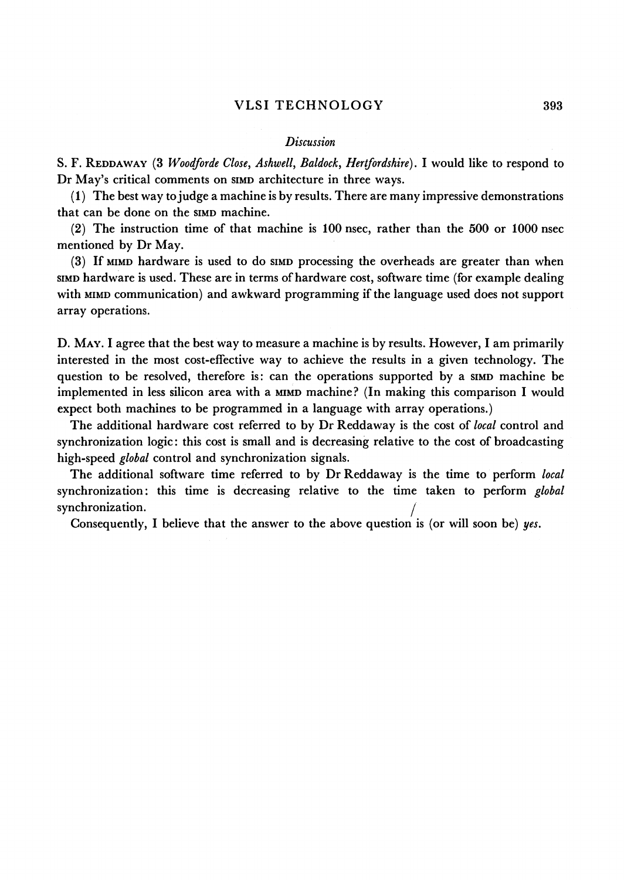### *Discussion*

S. F. Reddaway (3 *Woodforde Close, Ashwell, Baldock, Hertfordshire*). I would like to respond to Dr May's critical comments on SIMD architecture in three ways.

(1) The best way to judge a machine is by results. There are many impressive demonstrations that can be done on the SIMD machine.

(2) The instruction time of that machine is 100 nsec, rather than the 500 or 1000 nsec mentioned by Dr May.

(3) If MIMD hardware is used to do SIMD processing the overheads are greater than when SIMD hardware is used. These are in terms of hardware cost, software time (for example dealing with MIMD communication) and awkward programming if the language used does not support array operations.

D. May. I agree that the best way to measure a machine is by results. However, I am primarily interested in the most cost-effective way to achieve the results in a given technology. The question to be resolved, therefore is: can the operations supported by a SIMD machine be implemented in less silicon area with a MIMD machine? (In making this comparison I would expect both machines to be programmed in a language with array operations.)

The additional hardware cost referred to by Dr Reddaway is the cost of *local* control and synchronization logic: this cost is small and is decreasing relative to the cost of broadcasting high-speed *global* control and synchronization signals.

The additional software time referred to by Dr Reddaway is the time to perform *local* synchronization: this time is decreasing relative to the time taken to perform *global* synchronization.

Consequently, I believe that the answer to the above question is (or will soon be) *yes*.